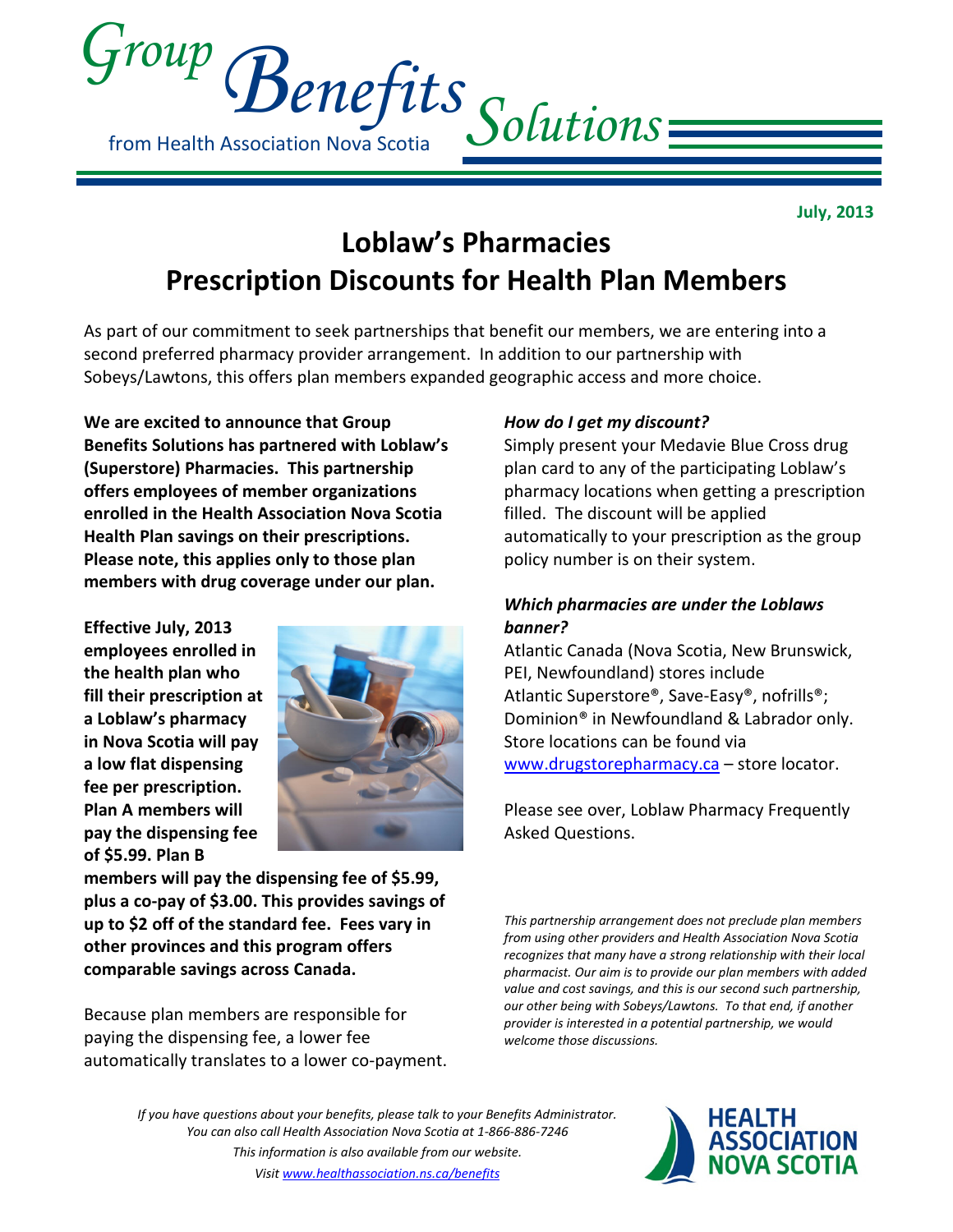# Group Benefits Solutions

from Health Association Nova Scotia

**July, 2013**

# Loblaw's Pharmacies
# Prescription Discounts for Health Plan Members

As part of our commitment to seek partnerships that benefit our members, we are entering into a second preferred pharmacy provider arrangement. In addition to our partnership with Sobeys/Lawtons, this offers plan members expanded geographic access and more choice.

**We are excited to announce that Group Benefits Solutions has partnered with Loblaw's (Superstore) Pharmacies. This partnership offers employees of member organizations enrolled in the Health Association Nova Scotia Health Plan savings on their prescriptions. Please note, this applies only to those plan members with drug coverage under our plan.**

**Effective July, 2013 employees enrolled in the health plan who fill their prescription at a Loblaw's pharmacy in Nova Scotia will pay a low flat dispensing fee per prescription. Plan A members will pay the dispensing fee of $5.99. Plan B members will pay the dispensing fee of $5.99, plus a co-pay of $3.00. This provides savings of up to $2 off of the standard fee. Fees vary in other provinces and this program offers comparable savings across Canada.**

Because plan members are responsible for paying the dispensing fee, a lower fee automatically translates to a lower co-payment.

***How do I get my discount?***

Simply present your Medavie Blue Cross drug plan card to any of the participating Loblaw's pharmacy locations when getting a prescription filled. The discount will be applied automatically to your prescription as the group policy number is on their system.

***Which pharmacies are under the Loblaws banner?***

Atlantic Canada (Nova Scotia, New Brunswick, PEI, Newfoundland) stores include Atlantic Superstore®, Save-Easy®, nofrills®; Dominion® in Newfoundland & Labrador only. Store locations can be found via www.drugstorepharmacy.ca – store locator.

Please see over, Loblaw Pharmacy Frequently Asked Questions.

*This partnership arrangement does not preclude plan members from using other providers and Health Association Nova Scotia recognizes that many have a strong relationship with their local pharmacist. Our aim is to provide our plan members with added value and cost savings, and this is our second such partnership, our other being with Sobeys/Lawtons. To that end, if another provider is interested in a potential partnership, we would welcome those discussions.*

*If you have questions about your benefits, please talk to your Benefits Administrator.*
*You can also call Health Association Nova Scotia at 1-866-886-7246*
*This information is also available from our website.*
*Visit www.healthassociation.ns.ca/benefits*

HEALTH ASSOCIATION NOVA SCOTIA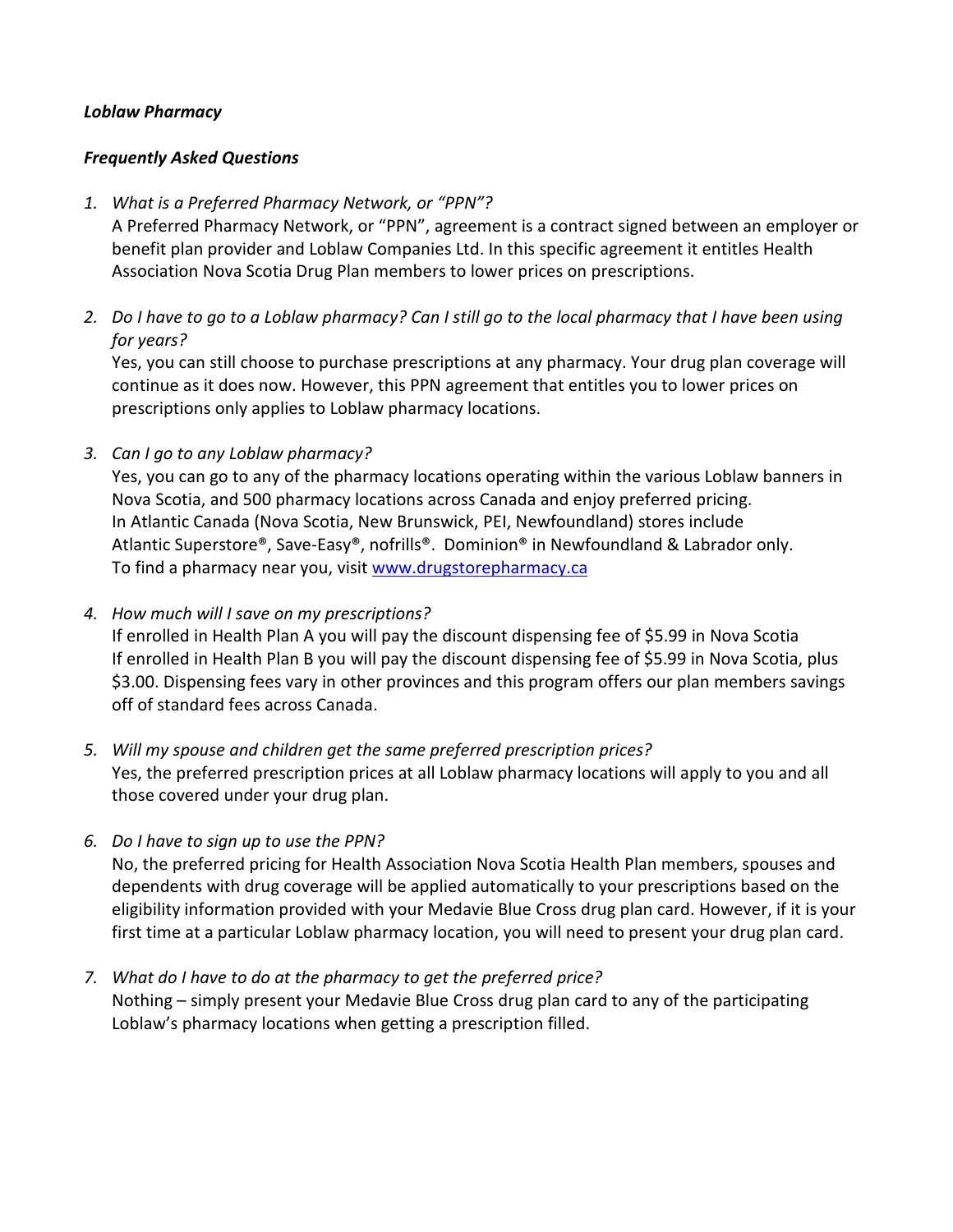***Loblaw Pharmacy***

***Frequently Asked Questions***

1. *What is a Preferred Pharmacy Network, or "PPN"?*
   A Preferred Pharmacy Network, or "PPN", agreement is a contract signed between an employer or benefit plan provider and Loblaw Companies Ltd. In this specific agreement it entitles Health Association Nova Scotia Drug Plan members to lower prices on prescriptions.

2. *Do I have to go to a Loblaw pharmacy? Can I still go to the local pharmacy that I have been using for years?*
   Yes, you can still choose to purchase prescriptions at any pharmacy. Your drug plan coverage will continue as it does now. However, this PPN agreement that entitles you to lower prices on prescriptions only applies to Loblaw pharmacy locations.

3. *Can I go to any Loblaw pharmacy?*
   Yes, you can go to any of the pharmacy locations operating within the various Loblaw banners in Nova Scotia, and 500 pharmacy locations across Canada and enjoy preferred pricing.
   In Atlantic Canada (Nova Scotia, New Brunswick, PEI, Newfoundland) stores include Atlantic Superstore®, Save-Easy®, nofrills®. Dominion® in Newfoundland & Labrador only.
   To find a pharmacy near you, visit [www.drugstorepharmacy.ca](http://www.drugstorepharmacy.ca)

4. *How much will I save on my prescriptions?*
   If enrolled in Health Plan A you will pay the discount dispensing fee of $5.99 in Nova Scotia
   If enrolled in Health Plan B you will pay the discount dispensing fee of $5.99 in Nova Scotia, plus $3.00. Dispensing fees vary in other provinces and this program offers our plan members savings off of standard fees across Canada.

5. *Will my spouse and children get the same preferred prescription prices?*
   Yes, the preferred prescription prices at all Loblaw pharmacy locations will apply to you and all those covered under your drug plan.

6. *Do I have to sign up to use the PPN?*
   No, the preferred pricing for Health Association Nova Scotia Health Plan members, spouses and dependents with drug coverage will be applied automatically to your prescriptions based on the eligibility information provided with your Medavie Blue Cross drug plan card. However, if it is your first time at a particular Loblaw pharmacy location, you will need to present your drug plan card.

7. *What do I have to do at the pharmacy to get the preferred price?*
   Nothing – simply present your Medavie Blue Cross drug plan card to any of the participating Loblaw's pharmacy locations when getting a prescription filled.